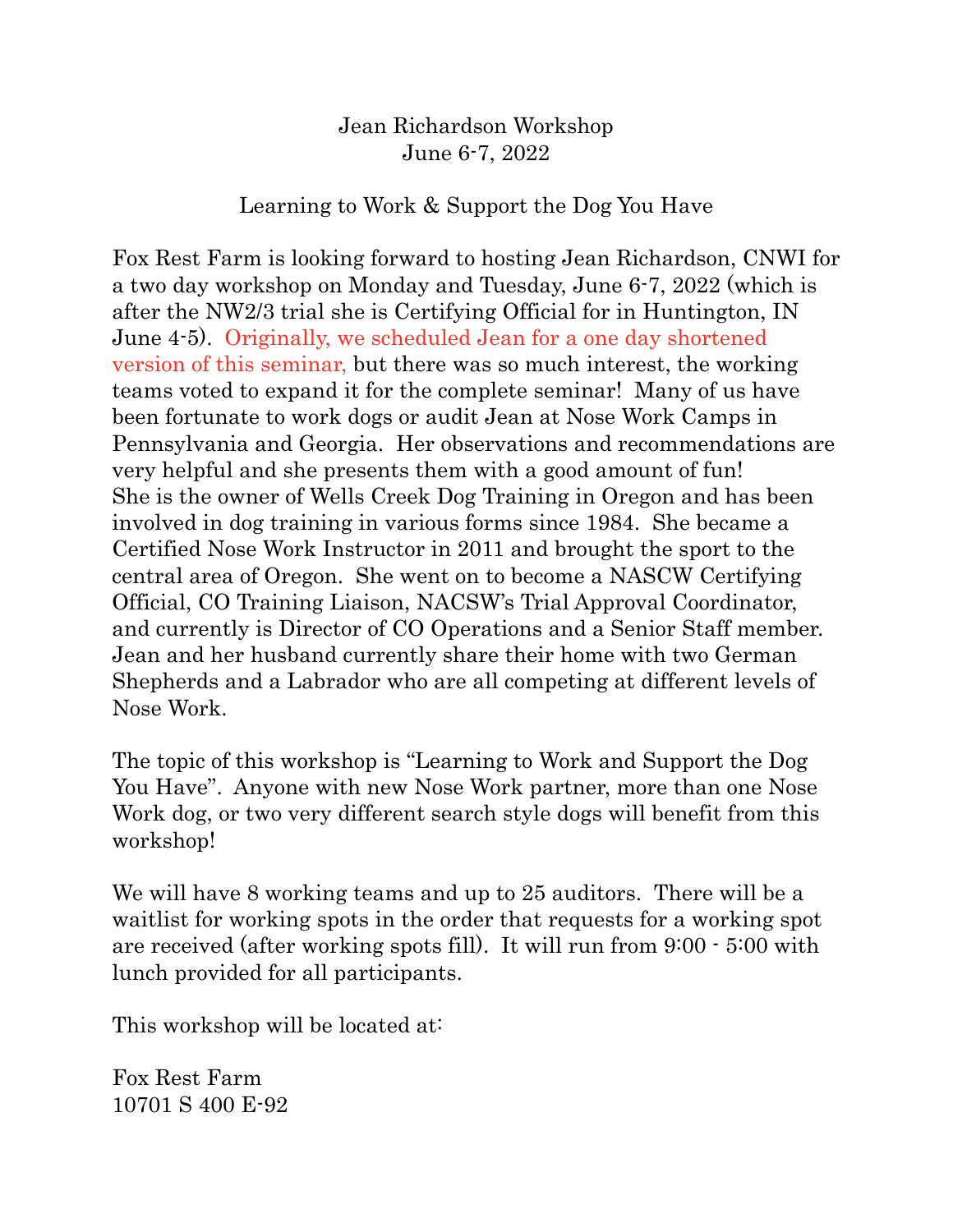Jean Richardson Workshop
June 6-7, 2022

Learning to Work & Support the Dog You Have

Fox Rest Farm is looking forward to hosting Jean Richardson, CNWI for a two day workshop on Monday and Tuesday, June 6-7, 2022 (which is after the NW2/3 trial she is Certifying Official for in Huntington, IN June 4-5). Originally, we scheduled Jean for a one day shortened version of this seminar, but there was so much interest, the working teams voted to expand it for the complete seminar! Many of us have been fortunate to work dogs or audit Jean at Nose Work Camps in Pennsylvania and Georgia. Her observations and recommendations are very helpful and she presents them with a good amount of fun! She is the owner of Wells Creek Dog Training in Oregon and has been involved in dog training in various forms since 1984. She became a Certified Nose Work Instructor in 2011 and brought the sport to the central area of Oregon. She went on to become a NASCW Certifying Official, CO Training Liaison, NACSW's Trial Approval Coordinator, and currently is Director of CO Operations and a Senior Staff member. Jean and her husband currently share their home with two German Shepherds and a Labrador who are all competing at different levels of Nose Work.

The topic of this workshop is "Learning to Work and Support the Dog You Have". Anyone with new Nose Work partner, more than one Nose Work dog, or two very different search style dogs will benefit from this workshop!

We will have 8 working teams and up to 25 auditors. There will be a waitlist for working spots in the order that requests for a working spot are received (after working spots fill). It will run from 9:00 - 5:00 with lunch provided for all participants.

This workshop will be located at:

Fox Rest Farm
10701 S 400 E-92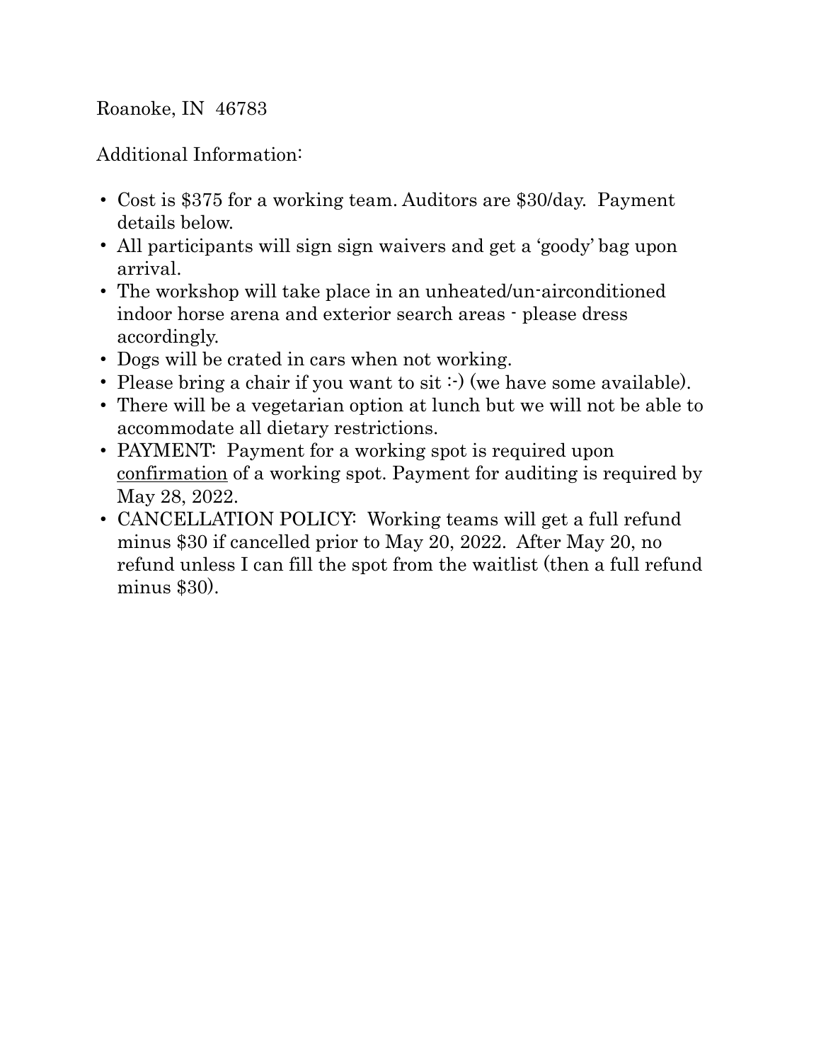Roanoke, IN  46783

Additional Information:

- Cost is $375 for a working team. Auditors are $30/day.  Payment details below.
- All participants will sign sign waivers and get a 'goody' bag upon arrival.
- The workshop will take place in an unheated/un-airconditioned indoor horse arena and exterior search areas - please dress accordingly.
- Dogs will be crated in cars when not working.
- Please bring a chair if you want to sit :-) (we have some available).
- There will be a vegetarian option at lunch but we will not be able to accommodate all dietary restrictions.
- PAYMENT:  Payment for a working spot is required upon <u>confirmation</u> of a working spot. Payment for auditing is required by May 28, 2022.
- CANCELLATION POLICY:  Working teams will get a full refund minus $30 if cancelled prior to May 20, 2022.  After May 20, no refund unless I can fill the spot from the waitlist (then a full refund minus $30).